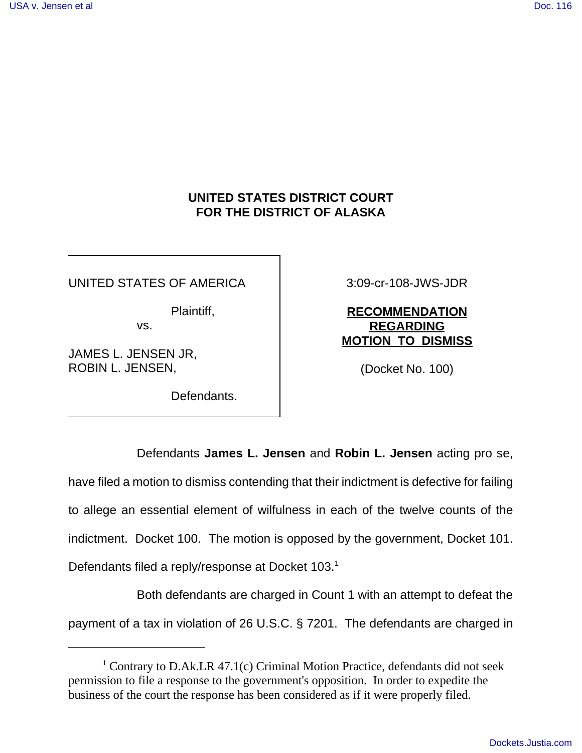**UNITED STATES DISTRICT COURT**
**FOR THE DISTRICT OF ALASKA**

| | |
|---|---|
| UNITED STATES OF AMERICA<br><br>Plaintiff,<br>vs.<br><br>JAMES L. JENSEN JR,<br>ROBIN L. JENSEN,<br><br>Defendants. | 3:09-cr-108-JWS-JDR<br><br>**RECOMMENDATION REGARDING MOTION TO DISMISS**<br><br>(Docket No. 100) |

Defendants **James L. Jensen** and **Robin L. Jensen** acting pro se, have filed a motion to dismiss contending that their indictment is defective for failing to allege an essential element of wilfulness in each of the twelve counts of the indictment. Docket 100. The motion is opposed by the government, Docket 101. Defendants filed a reply/response at Docket 103.[1]

Both defendants are charged in Count 1 with an attempt to defeat the payment of a tax in violation of 26 U.S.C. § 7201. The defendants are charged in

---

[1] Contrary to D.Ak.LR 47.1(c) Criminal Motion Practice, defendants did not seek permission to file a response to the government's opposition. In order to expedite the business of the court the response has been considered as if it were properly filed.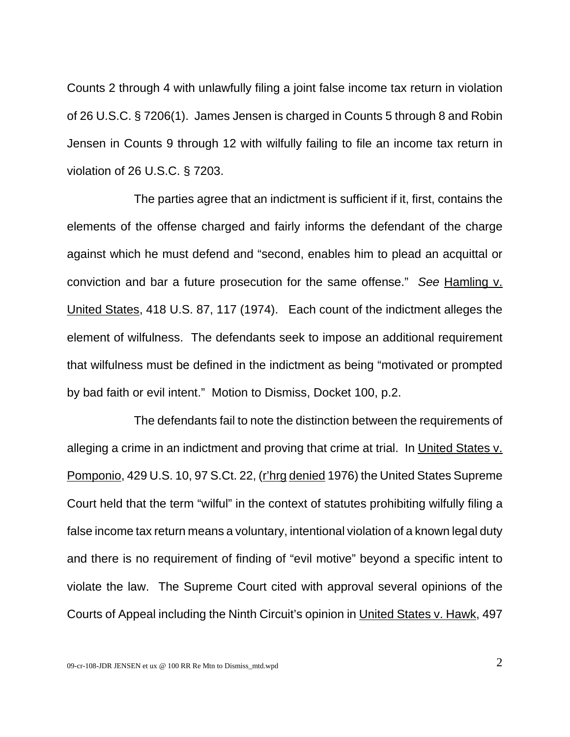Counts 2 through 4 with unlawfully filing a joint false income tax return in violation of 26 U.S.C. § 7206(1). James Jensen is charged in Counts 5 through 8 and Robin Jensen in Counts 9 through 12 with wilfully failing to file an income tax return in violation of 26 U.S.C. § 7203.

The parties agree that an indictment is sufficient if it, first, contains the elements of the offense charged and fairly informs the defendant of the charge against which he must defend and "second, enables him to plead an acquittal or conviction and bar a future prosecution for the same offense." *See* Hamling v. United States, 418 U.S. 87, 117 (1974). Each count of the indictment alleges the element of wilfulness. The defendants seek to impose an additional requirement that wilfulness must be defined in the indictment as being "motivated or prompted by bad faith or evil intent." Motion to Dismiss, Docket 100, p.2.

The defendants fail to note the distinction between the requirements of alleging a crime in an indictment and proving that crime at trial. In United States v. Pomponio, 429 U.S. 10, 97 S.Ct. 22, (r'hrg denied 1976) the United States Supreme Court held that the term "wilful" in the context of statutes prohibiting wilfully filing a false income tax return means a voluntary, intentional violation of a known legal duty and there is no requirement of finding of "evil motive" beyond a specific intent to violate the law. The Supreme Court cited with approval several opinions of the Courts of Appeal including the Ninth Circuit's opinion in United States v. Hawk, 497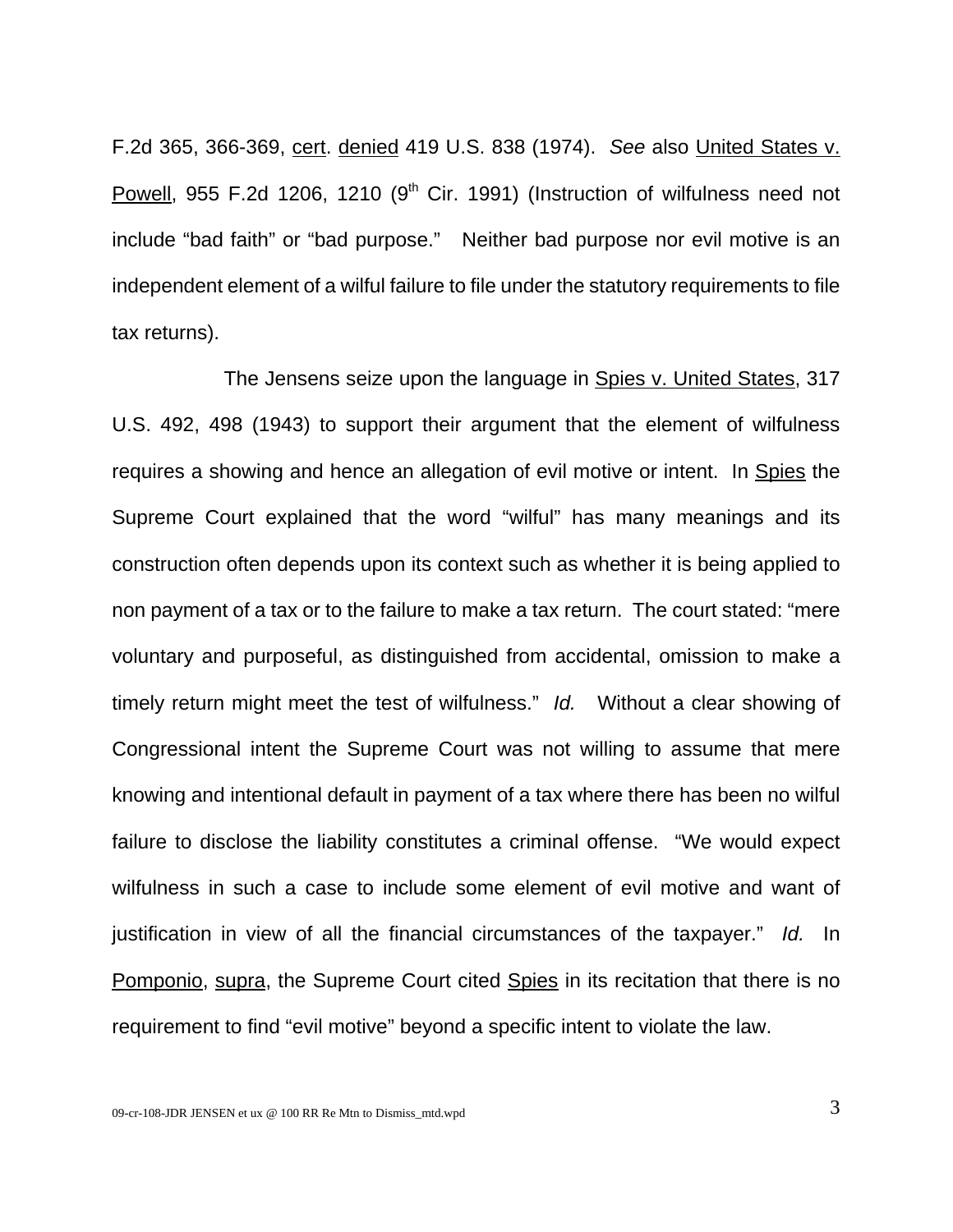F.2d 365, 366-369, cert. denied 419 U.S. 838 (1974). *See* also United States v. Powell, 955 F.2d 1206, 1210 (9th Cir. 1991) (Instruction of wilfulness need not include "bad faith" or "bad purpose." Neither bad purpose nor evil motive is an independent element of a wilful failure to file under the statutory requirements to file tax returns).

The Jensens seize upon the language in Spies v. United States, 317 U.S. 492, 498 (1943) to support their argument that the element of wilfulness requires a showing and hence an allegation of evil motive or intent. In Spies the Supreme Court explained that the word "wilful" has many meanings and its construction often depends upon its context such as whether it is being applied to non payment of a tax or to the failure to make a tax return. The court stated: "mere voluntary and purposeful, as distinguished from accidental, omission to make a timely return might meet the test of wilfulness." *Id.* Without a clear showing of Congressional intent the Supreme Court was not willing to assume that mere knowing and intentional default in payment of a tax where there has been no wilful failure to disclose the liability constitutes a criminal offense. "We would expect wilfulness in such a case to include some element of evil motive and want of justification in view of all the financial circumstances of the taxpayer." *Id.* In Pomponio, supra, the Supreme Court cited Spies in its recitation that there is no requirement to find "evil motive" beyond a specific intent to violate the law.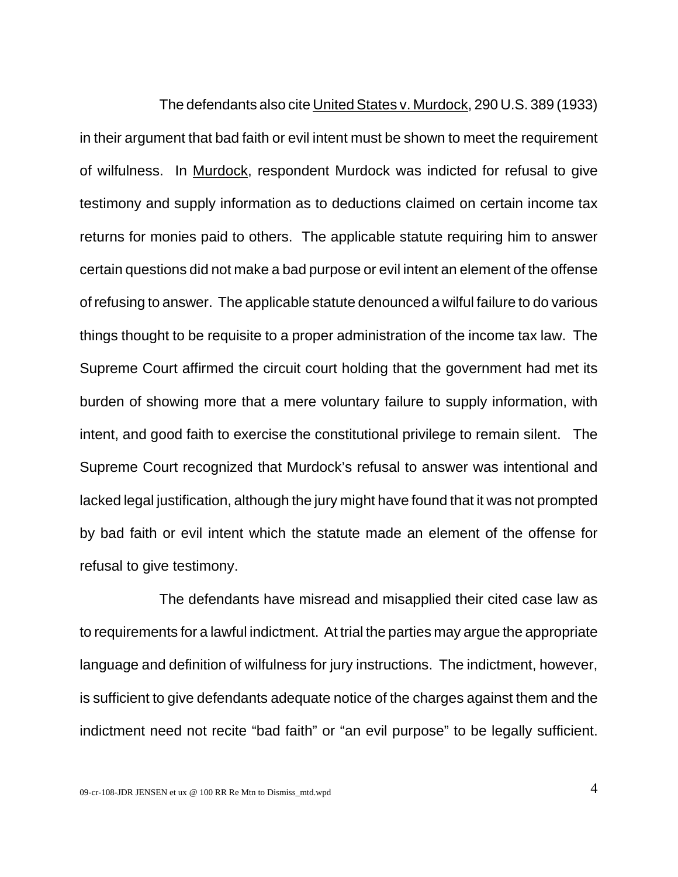The defendants also cite United States v. Murdock, 290 U.S. 389 (1933) in their argument that bad faith or evil intent must be shown to meet the requirement of wilfulness. In Murdock, respondent Murdock was indicted for refusal to give testimony and supply information as to deductions claimed on certain income tax returns for monies paid to others. The applicable statute requiring him to answer certain questions did not make a bad purpose or evil intent an element of the offense of refusing to answer. The applicable statute denounced a wilful failure to do various things thought to be requisite to a proper administration of the income tax law. The Supreme Court affirmed the circuit court holding that the government had met its burden of showing more that a mere voluntary failure to supply information, with intent, and good faith to exercise the constitutional privilege to remain silent. The Supreme Court recognized that Murdock's refusal to answer was intentional and lacked legal justification, although the jury might have found that it was not prompted by bad faith or evil intent which the statute made an element of the offense for refusal to give testimony.

The defendants have misread and misapplied their cited case law as to requirements for a lawful indictment. At trial the parties may argue the appropriate language and definition of wilfulness for jury instructions. The indictment, however, is sufficient to give defendants adequate notice of the charges against them and the indictment need not recite "bad faith" or "an evil purpose" to be legally sufficient.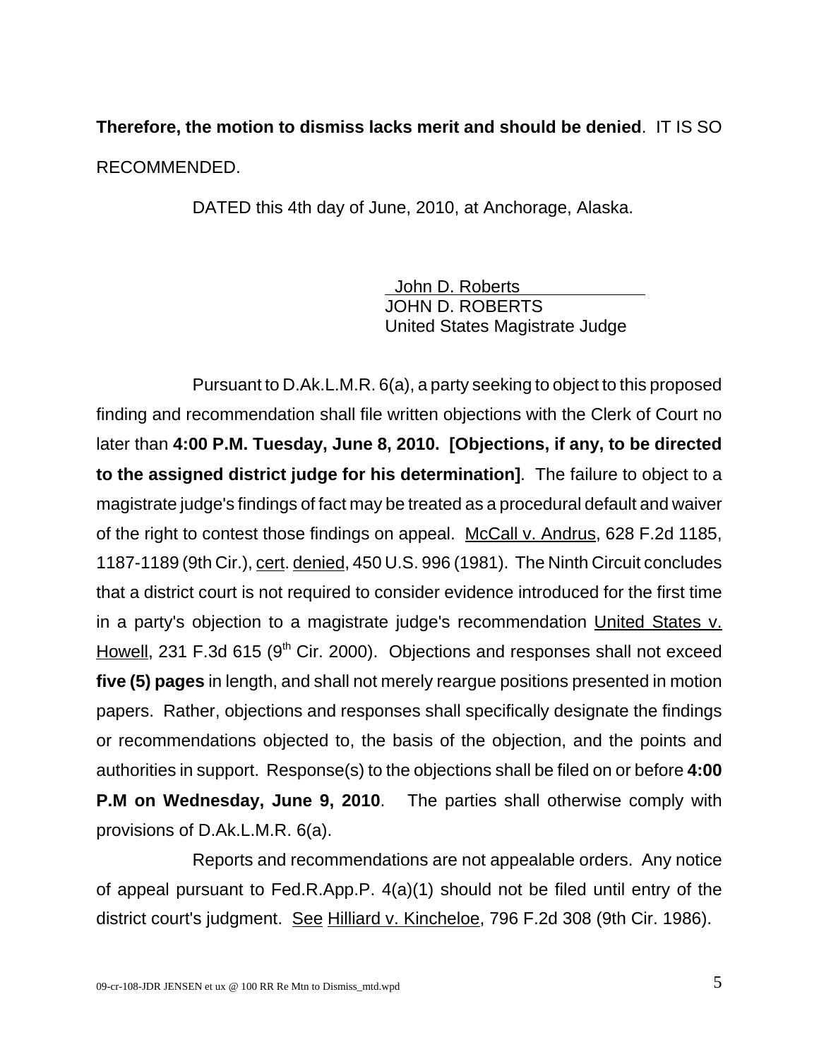**Therefore, the motion to dismiss lacks merit and should be denied**. IT IS SO RECOMMENDED.

DATED this 4th day of June, 2010, at Anchorage, Alaska.

John D. Roberts
JOHN D. ROBERTS
United States Magistrate Judge

Pursuant to D.Ak.L.M.R. 6(a), a party seeking to object to this proposed finding and recommendation shall file written objections with the Clerk of Court no later than **4:00 P.M. Tuesday, June 8, 2010. [Objections, if any, to be directed to the assigned district judge for his determination]**. The failure to object to a magistrate judge's findings of fact may be treated as a procedural default and waiver of the right to contest those findings on appeal. McCall v. Andrus, 628 F.2d 1185, 1187-1189 (9th Cir.), cert. denied, 450 U.S. 996 (1981). The Ninth Circuit concludes that a district court is not required to consider evidence introduced for the first time in a party's objection to a magistrate judge's recommendation United States v. Howell, 231 F.3d 615 (9th Cir. 2000). Objections and responses shall not exceed **five (5) pages** in length, and shall not merely reargue positions presented in motion papers. Rather, objections and responses shall specifically designate the findings or recommendations objected to, the basis of the objection, and the points and authorities in support. Response(s) to the objections shall be filed on or before **4:00 P.M on Wednesday, June 9, 2010**. The parties shall otherwise comply with provisions of D.Ak.L.M.R. 6(a).

Reports and recommendations are not appealable orders. Any notice of appeal pursuant to Fed.R.App.P. 4(a)(1) should not be filed until entry of the district court's judgment. See Hilliard v. Kincheloe, 796 F.2d 308 (9th Cir. 1986).